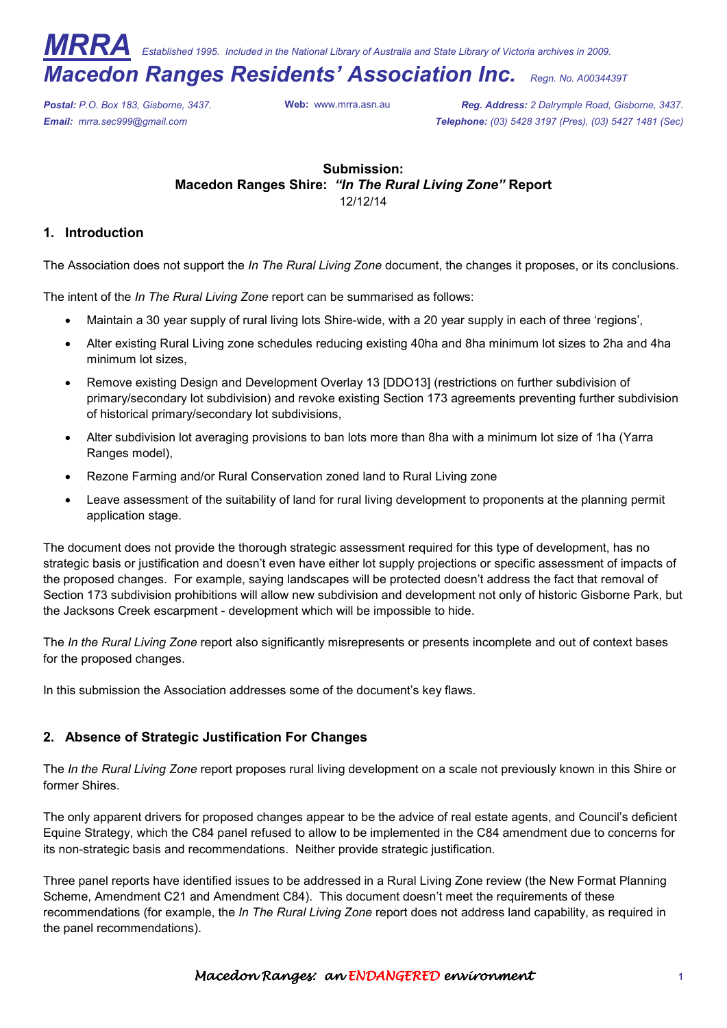# MRRA *Established 1995. Included in the National Library of Australia and State Library of Victoria archives in 2009.*

## *Macedon Ranges Residents' Association Inc.* *Regn. No. A0034439T*

***Postal:*** *P.O. Box 183, Gisborne, 3437.* **Web:** www.mrra.asn.au ***Reg. Address:*** *2 Dalrymple Road, Gisborne, 3437.*
***Email:*** *mrra.sec999@gmail.com* ***Telephone:*** *(03) 5428 3197 (Pres), (03) 5427 1481 (Sec)*

**Submission:**
**Macedon Ranges Shire: *"In The Rural Living Zone"* Report**
12/12/14

## 1. Introduction

The Association does not support the *In The Rural Living Zone* document, the changes it proposes, or its conclusions.

The intent of the *In The Rural Living Zone* report can be summarised as follows:

- Maintain a 30 year supply of rural living lots Shire-wide, with a 20 year supply in each of three 'regions',
- Alter existing Rural Living zone schedules reducing existing 40ha and 8ha minimum lot sizes to 2ha and 4ha minimum lot sizes,
- Remove existing Design and Development Overlay 13 [DDO13] (restrictions on further subdivision of primary/secondary lot subdivision) and revoke existing Section 173 agreements preventing further subdivision of historical primary/secondary lot subdivisions,
- Alter subdivision lot averaging provisions to ban lots more than 8ha with a minimum lot size of 1ha (Yarra Ranges model),
- Rezone Farming and/or Rural Conservation zoned land to Rural Living zone
- Leave assessment of the suitability of land for rural living development to proponents at the planning permit application stage.

The document does not provide the thorough strategic assessment required for this type of development, has no strategic basis or justification and doesn't even have either lot supply projections or specific assessment of impacts of the proposed changes. For example, saying landscapes will be protected doesn't address the fact that removal of Section 173 subdivision prohibitions will allow new subdivision and development not only of historic Gisborne Park, but the Jacksons Creek escarpment - development which will be impossible to hide.

The *In the Rural Living Zone* report also significantly misrepresents or presents incomplete and out of context bases for the proposed changes.

In this submission the Association addresses some of the document's key flaws.

## 2. Absence of Strategic Justification For Changes

The *In the Rural Living Zone* report proposes rural living development on a scale not previously known in this Shire or former Shires.

The only apparent drivers for proposed changes appear to be the advice of real estate agents, and Council's deficient Equine Strategy, which the C84 panel refused to allow to be implemented in the C84 amendment due to concerns for its non-strategic basis and recommendations. Neither provide strategic justification.

Three panel reports have identified issues to be addressed in a Rural Living Zone review (the New Format Planning Scheme, Amendment C21 and Amendment C84). This document doesn't meet the requirements of these recommendations (for example, the *In The Rural Living Zone* report does not address land capability, as required in the panel recommendations).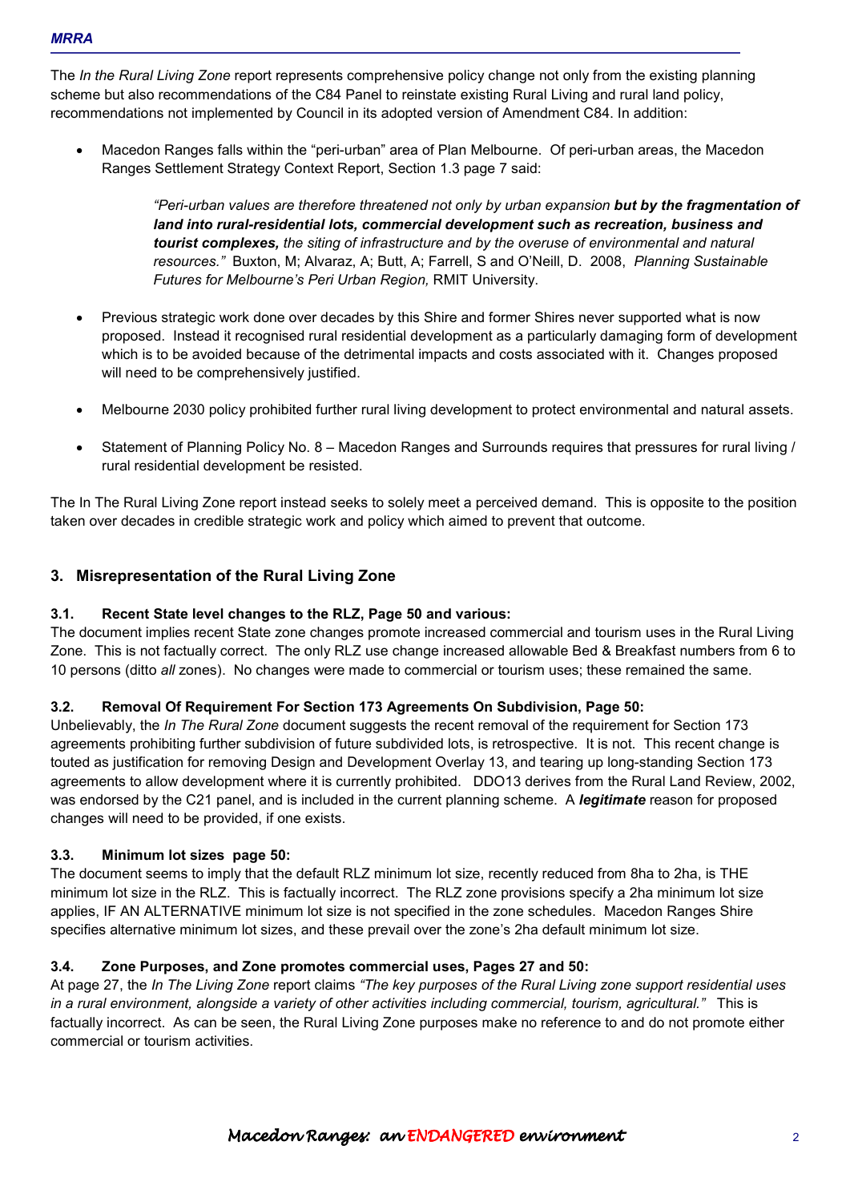The *In the Rural Living Zone* report represents comprehensive policy change not only from the existing planning scheme but also recommendations of the C84 Panel to reinstate existing Rural Living and rural land policy, recommendations not implemented by Council in its adopted version of Amendment C84. In addition:

- Macedon Ranges falls within the "peri-urban" area of Plan Melbourne. Of peri-urban areas, the Macedon Ranges Settlement Strategy Context Report, Section 1.3 page 7 said:

  > *"Peri-urban values are therefore threatened not only by urban expansion* ***but by the fragmentation of land into rural-residential lots, commercial development such as recreation, business and tourist complexes,*** *the siting of infrastructure and by the overuse of environmental and natural resources."* Buxton, M; Alvaraz, A; Butt, A; Farrell, S and O'Neill, D. 2008, *Planning Sustainable Futures for Melbourne's Peri Urban Region,* RMIT University.

- Previous strategic work done over decades by this Shire and former Shires never supported what is now proposed. Instead it recognised rural residential development as a particularly damaging form of development which is to be avoided because of the detrimental impacts and costs associated with it. Changes proposed will need to be comprehensively justified.

- Melbourne 2030 policy prohibited further rural living development to protect environmental and natural assets.

- Statement of Planning Policy No. 8 – Macedon Ranges and Surrounds requires that pressures for rural living / rural residential development be resisted.

The In The Rural Living Zone report instead seeks to solely meet a perceived demand. This is opposite to the position taken over decades in credible strategic work and policy which aimed to prevent that outcome.

## 3. Misrepresentation of the Rural Living Zone

### 3.1. Recent State level changes to the RLZ, Page 50 and various:

The document implies recent State zone changes promote increased commercial and tourism uses in the Rural Living Zone. This is not factually correct. The only RLZ use change increased allowable Bed & Breakfast numbers from 6 to 10 persons (ditto *all* zones). No changes were made to commercial or tourism uses; these remained the same.

### 3.2. Removal Of Requirement For Section 173 Agreements On Subdivision, Page 50:

Unbelievably, the *In The Rural Zone* document suggests the recent removal of the requirement for Section 173 agreements prohibiting further subdivision of future subdivided lots, is retrospective. It is not. This recent change is touted as justification for removing Design and Development Overlay 13, and tearing up long-standing Section 173 agreements to allow development where it is currently prohibited. DDO13 derives from the Rural Land Review, 2002, was endorsed by the C21 panel, and is included in the current planning scheme. A ***legitimate*** reason for proposed changes will need to be provided, if one exists.

### 3.3. Minimum lot sizes page 50:

The document seems to imply that the default RLZ minimum lot size, recently reduced from 8ha to 2ha, is THE minimum lot size in the RLZ. This is factually incorrect. The RLZ zone provisions specify a 2ha minimum lot size applies, IF AN ALTERNATIVE minimum lot size is not specified in the zone schedules. Macedon Ranges Shire specifies alternative minimum lot sizes, and these prevail over the zone's 2ha default minimum lot size.

### 3.4. Zone Purposes, and Zone promotes commercial uses, Pages 27 and 50:

At page 27, the *In The Living Zone* report claims *"The key purposes of the Rural Living zone support residential uses in a rural environment, alongside a variety of other activities including commercial, tourism, agricultural."* This is factually incorrect. As can be seen, the Rural Living Zone purposes make no reference to and do not promote either commercial or tourism activities.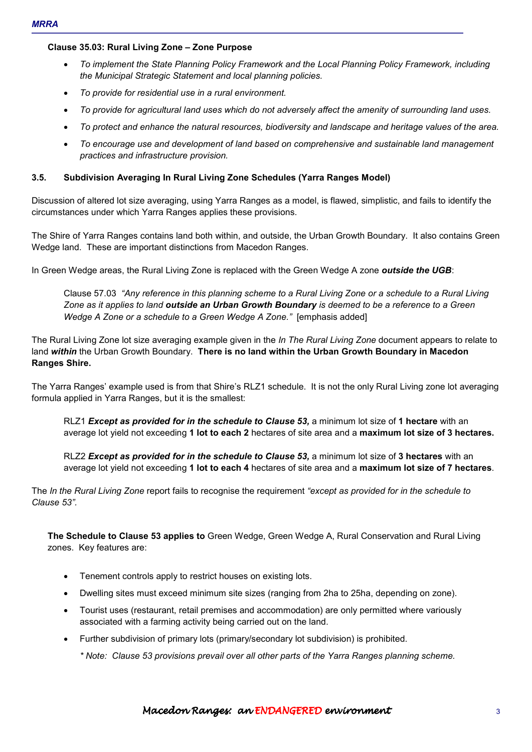**Clause 35.03: Rural Living Zone – Zone Purpose**

- *To implement the State Planning Policy Framework and the Local Planning Policy Framework, including the Municipal Strategic Statement and local planning policies.*
- *To provide for residential use in a rural environment.*
- *To provide for agricultural land uses which do not adversely affect the amenity of surrounding land uses.*
- *To protect and enhance the natural resources, biodiversity and landscape and heritage values of the area.*
- *To encourage use and development of land based on comprehensive and sustainable land management practices and infrastructure provision.*

### 3.5. Subdivision Averaging In Rural Living Zone Schedules (Yarra Ranges Model)

Discussion of altered lot size averaging, using Yarra Ranges as a model, is flawed, simplistic, and fails to identify the circumstances under which Yarra Ranges applies these provisions.

The Shire of Yarra Ranges contains land both within, and outside, the Urban Growth Boundary. It also contains Green Wedge land. These are important distinctions from Macedon Ranges.

In Green Wedge areas, the Rural Living Zone is replaced with the Green Wedge A zone ***outside the UGB***:

> Clause 57.03 *"Any reference in this planning scheme to a Rural Living Zone or a schedule to a Rural Living Zone as it applies to land* ***outside an Urban Growth Boundary*** *is deemed to be a reference to a Green Wedge A Zone or a schedule to a Green Wedge A Zone."* [emphasis added]

The Rural Living Zone lot size averaging example given in the *In The Rural Living Zone* document appears to relate to land ***within*** the Urban Growth Boundary. **There is no land within the Urban Growth Boundary in Macedon Ranges Shire.**

The Yarra Ranges' example used is from that Shire's RLZ1 schedule. It is not the only Rural Living zone lot averaging formula applied in Yarra Ranges, but it is the smallest:

> RLZ1 ***Except as provided for in the schedule to Clause 53,*** a minimum lot size of **1 hectare** with an average lot yield not exceeding **1 lot to each 2** hectares of site area and a **maximum lot size of 3 hectares.**
>
> RLZ2 ***Except as provided for in the schedule to Clause 53,*** a minimum lot size of **3 hectares** with an average lot yield not exceeding **1 lot to each 4** hectares of site area and a **maximum lot size of 7 hectares**.

The *In the Rural Living Zone* report fails to recognise the requirement *"except as provided for in the schedule to Clause 53".*

**The Schedule to Clause 53 applies to** Green Wedge, Green Wedge A, Rural Conservation and Rural Living zones. Key features are:

- Tenement controls apply to restrict houses on existing lots.
- Dwelling sites must exceed minimum site sizes (ranging from 2ha to 25ha, depending on zone).
- Tourist uses (restaurant, retail premises and accommodation) are only permitted where variously associated with a farming activity being carried out on the land.
- Further subdivision of primary lots (primary/secondary lot subdivision) is prohibited.

  *\* Note: Clause 53 provisions prevail over all other parts of the Yarra Ranges planning scheme.*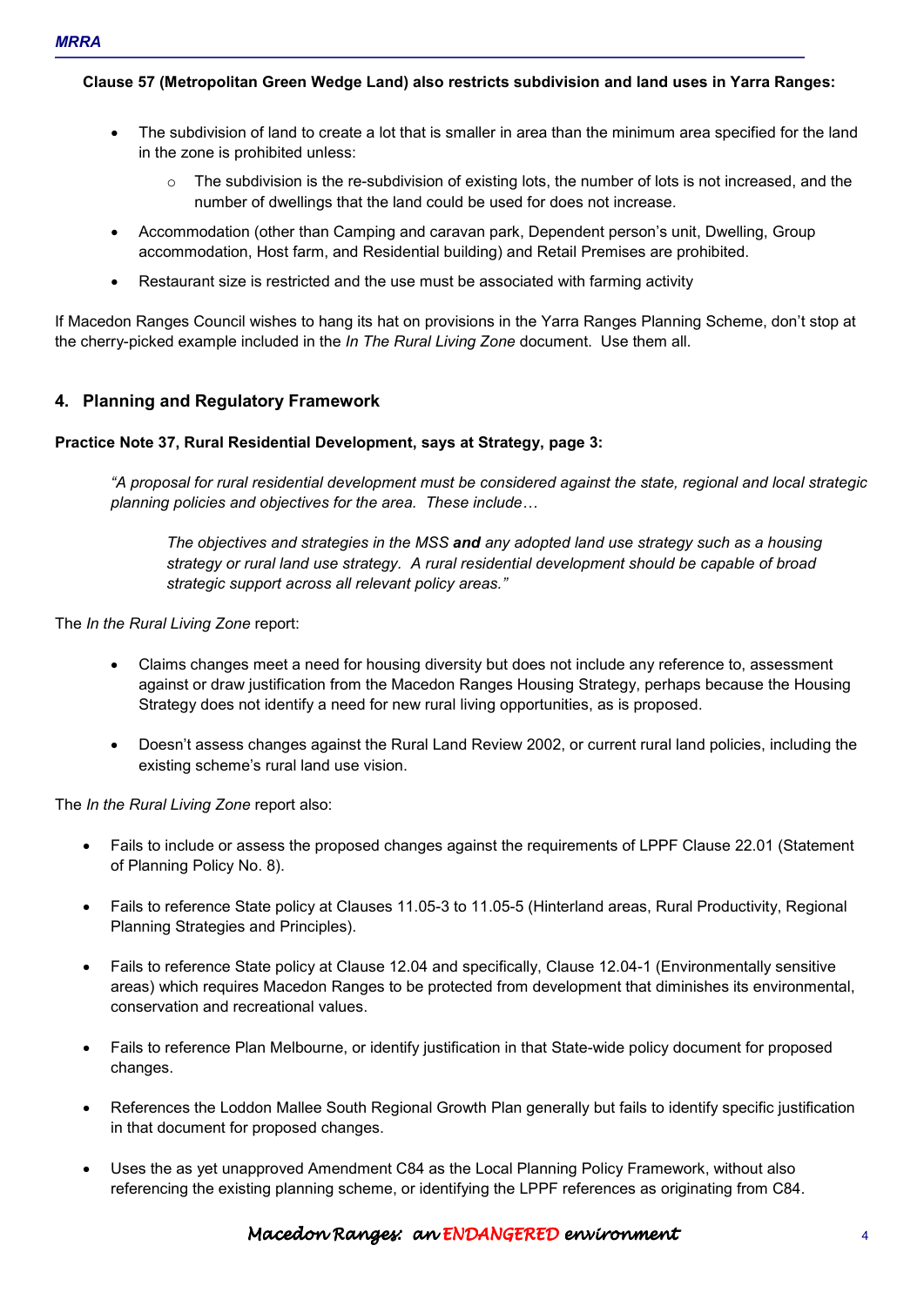**Clause 57 (Metropolitan Green Wedge Land) also restricts subdivision and land uses in Yarra Ranges:**

- The subdivision of land to create a lot that is smaller in area than the minimum area specified for the land in the zone is prohibited unless:
    - The subdivision is the re-subdivision of existing lots, the number of lots is not increased, and the number of dwellings that the land could be used for does not increase.
- Accommodation (other than Camping and caravan park, Dependent person's unit, Dwelling, Group accommodation, Host farm, and Residential building) and Retail Premises are prohibited.
- Restaurant size is restricted and the use must be associated with farming activity

If Macedon Ranges Council wishes to hang its hat on provisions in the Yarra Ranges Planning Scheme, don't stop at the cherry-picked example included in the *In The Rural Living Zone* document. Use them all.

## 4. Planning and Regulatory Framework

**Practice Note 37, Rural Residential Development, says at Strategy, page 3:**

> *"A proposal for rural residential development must be considered against the state, regional and local strategic planning policies and objectives for the area. These include…*
>
> > *The objectives and strategies in the MSS **and** any adopted land use strategy such as a housing strategy or rural land use strategy. A rural residential development should be capable of broad strategic support across all relevant policy areas."*

The *In the Rural Living Zone* report:

- Claims changes meet a need for housing diversity but does not include any reference to, assessment against or draw justification from the Macedon Ranges Housing Strategy, perhaps because the Housing Strategy does not identify a need for new rural living opportunities, as is proposed.
- Doesn't assess changes against the Rural Land Review 2002, or current rural land policies, including the existing scheme's rural land use vision.

The *In the Rural Living Zone* report also:

- Fails to include or assess the proposed changes against the requirements of LPPF Clause 22.01 (Statement of Planning Policy No. 8).
- Fails to reference State policy at Clauses 11.05-3 to 11.05-5 (Hinterland areas, Rural Productivity, Regional Planning Strategies and Principles).
- Fails to reference State policy at Clause 12.04 and specifically, Clause 12.04-1 (Environmentally sensitive areas) which requires Macedon Ranges to be protected from development that diminishes its environmental, conservation and recreational values.
- Fails to reference Plan Melbourne, or identify justification in that State-wide policy document for proposed changes.
- References the Loddon Mallee South Regional Growth Plan generally but fails to identify specific justification in that document for proposed changes.
- Uses the as yet unapproved Amendment C84 as the Local Planning Policy Framework, without also referencing the existing planning scheme, or identifying the LPPF references as originating from C84.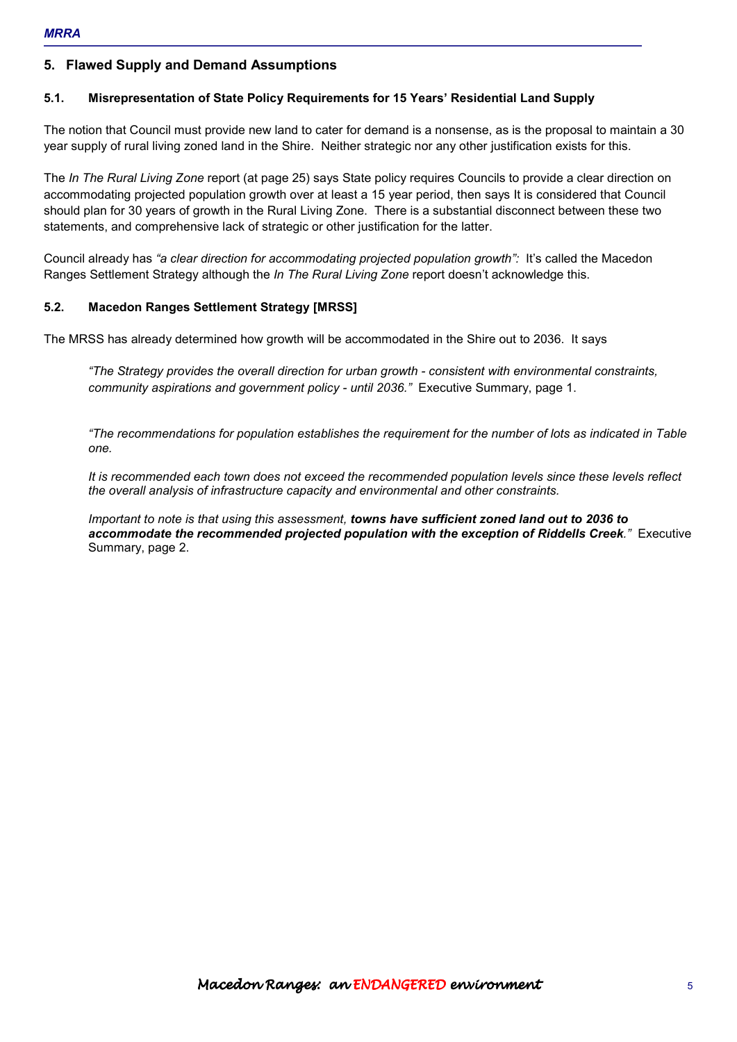## 5. Flawed Supply and Demand Assumptions

### 5.1. Misrepresentation of State Policy Requirements for 15 Years' Residential Land Supply

The notion that Council must provide new land to cater for demand is a nonsense, as is the proposal to maintain a 30 year supply of rural living zoned land in the Shire. Neither strategic nor any other justification exists for this.

The *In The Rural Living Zone* report (at page 25) says State policy requires Councils to provide a clear direction on accommodating projected population growth over at least a 15 year period, then says It is considered that Council should plan for 30 years of growth in the Rural Living Zone. There is a substantial disconnect between these two statements, and comprehensive lack of strategic or other justification for the latter.

Council already has *"a clear direction for accommodating projected population growth":* It's called the Macedon Ranges Settlement Strategy although the *In The Rural Living Zone* report doesn't acknowledge this.

### 5.2. Macedon Ranges Settlement Strategy [MRSS]

The MRSS has already determined how growth will be accommodated in the Shire out to 2036. It says

> *"The Strategy provides the overall direction for urban growth - consistent with environmental constraints, community aspirations and government policy - until 2036."* Executive Summary, page 1.
>
> *"The recommendations for population establishes the requirement for the number of lots as indicated in Table one.*
>
> *It is recommended each town does not exceed the recommended population levels since these levels reflect the overall analysis of infrastructure capacity and environmental and other constraints.*
>
> *Important to note is that using this assessment,* ***towns have sufficient zoned land out to 2036 to accommodate the recommended projected population with the exception of Riddells Creek****."* Executive Summary, page 2.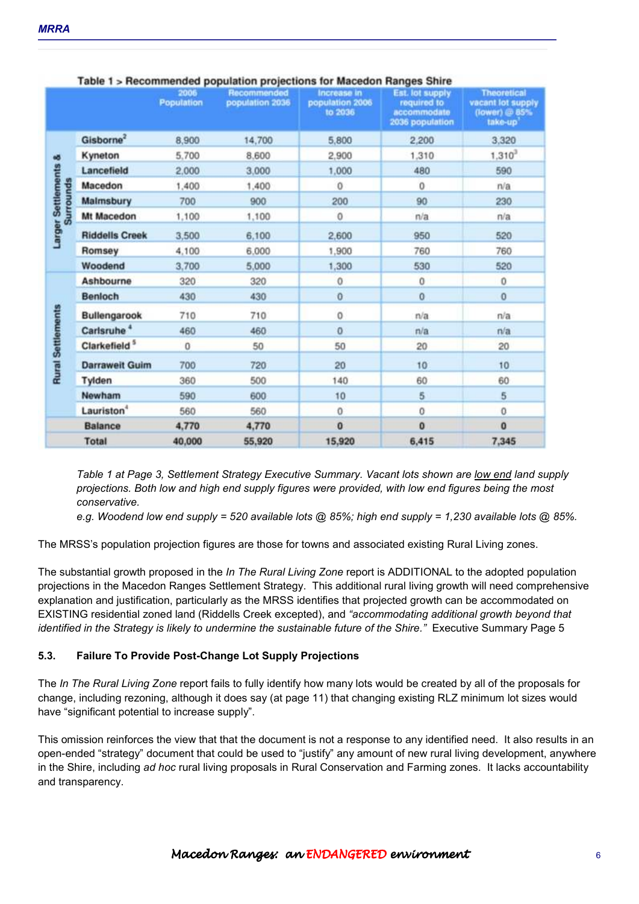**Table 1 > Recommended population projections for Macedon Ranges Shire**

| | | 2006 Population | Recommended population 2036 | Increase in population 2006 to 2036 | Est. lot supply required to accommodate 2036 population | Theoretical vacant lot supply (lower) @ 85% take-up[1] |
|---|---|---|---|---|---|---|
| Larger Settlements & Surrounds | Gisborne[2] | 8,900 | 14,700 | 5,800 | 2,200 | 3,320 |
| | Kyneton | 5,700 | 8,600 | 2,900 | 1,310 | 1,310[3] |
| | Lancefield | 2,000 | 3,000 | 1,000 | 480 | 590 |
| | Macedon | 1,400 | 1,400 | 0 | 0 | n/a |
| | Malmsbury | 700 | 900 | 200 | 90 | 230 |
| | Mt Macedon | 1,100 | 1,100 | 0 | n/a | n/a |
| | Riddells Creek | 3,500 | 6,100 | 2,600 | 950 | 520 |
| | Romsey | 4,100 | 6,000 | 1,900 | 760 | 760 |
| | Woodend | 3,700 | 5,000 | 1,300 | 530 | 520 |
| Rural Settlements | Ashbourne | 320 | 320 | 0 | 0 | 0 |
| | Benloch | 430 | 430 | 0 | 0 | 0 |
| | Bullengarook | 710 | 710 | 0 | n/a | n/a |
| | Carlsruhe[4] | 460 | 460 | 0 | n/a | n/a |
| | Clarkefield[5] | 0 | 50 | 50 | 20 | 20 |
| | Darraweit Guim | 700 | 720 | 20 | 10 | 10 |
| | Tylden | 360 | 500 | 140 | 60 | 60 |
| | Newham | 590 | 600 | 10 | 5 | 5 |
| | Lauriston[4] | 560 | 560 | 0 | 0 | 0 |
| | **Balance** | **4,770** | **4,770** | **0** | **0** | **0** |
| | **Total** | **40,000** | **55,920** | **15,920** | **6,415** | **7,345** |

*Table 1 at Page 3, Settlement Strategy Executive Summary. Vacant lots shown are low end land supply projections. Both low and high end supply figures were provided, with low end figures being the most conservative.*
*e.g. Woodend low end supply = 520 available lots @ 85%; high end supply = 1,230 available lots @ 85%.*

The MRSS's population projection figures are those for towns and associated existing Rural Living zones.

The substantial growth proposed in the *In The Rural Living Zone* report is ADDITIONAL to the adopted population projections in the Macedon Ranges Settlement Strategy. This additional rural living growth will need comprehensive explanation and justification, particularly as the MRSS identifies that projected growth can be accommodated on EXISTING residential zoned land (Riddells Creek excepted), and *"accommodating additional growth beyond that identified in the Strategy is likely to undermine the sustainable future of the Shire."* Executive Summary Page 5

### 5.3. Failure To Provide Post-Change Lot Supply Projections

The *In The Rural Living Zone* report fails to fully identify how many lots would be created by all of the proposals for change, including rezoning, although it does say (at page 11) that changing existing RLZ minimum lot sizes would have "significant potential to increase supply".

This omission reinforces the view that that the document is not a response to any identified need. It also results in an open-ended "strategy" document that could be used to "justify" any amount of new rural living development, anywhere in the Shire, including *ad hoc* rural living proposals in Rural Conservation and Farming zones. It lacks accountability and transparency.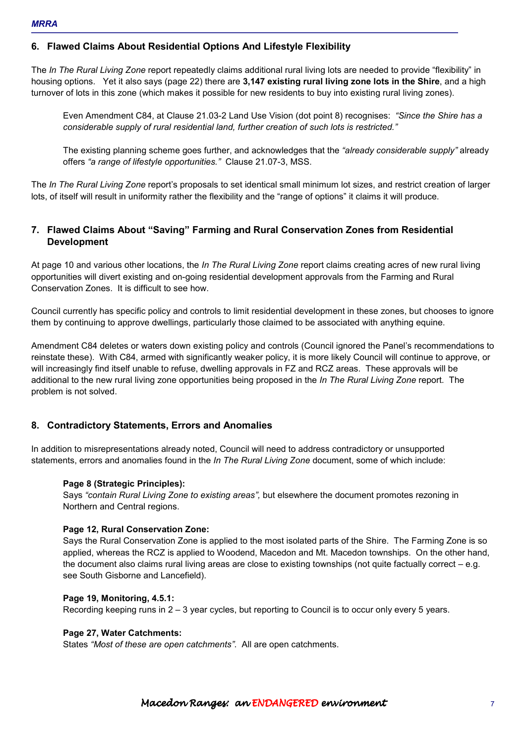## 6. Flawed Claims About Residential Options And Lifestyle Flexibility

The *In The Rural Living Zone* report repeatedly claims additional rural living lots are needed to provide "flexibility" in housing options. Yet it also says (page 22) there are **3,147 existing rural living zone lots in the Shire**, and a high turnover of lots in this zone (which makes it possible for new residents to buy into existing rural living zones).

> Even Amendment C84, at Clause 21.03-2 Land Use Vision (dot point 8) recognises: *"Since the Shire has a considerable supply of rural residential land, further creation of such lots is restricted."*
>
> The existing planning scheme goes further, and acknowledges that the *"already considerable supply"* already offers *"a range of lifestyle opportunities."* Clause 21.07-3, MSS.

The *In The Rural Living Zone* report's proposals to set identical small minimum lot sizes, and restrict creation of larger lots, of itself will result in uniformity rather the flexibility and the "range of options" it claims it will produce.

## 7. Flawed Claims About "Saving" Farming and Rural Conservation Zones from Residential Development

At page 10 and various other locations, the *In The Rural Living Zone* report claims creating acres of new rural living opportunities will divert existing and on-going residential development approvals from the Farming and Rural Conservation Zones. It is difficult to see how.

Council currently has specific policy and controls to limit residential development in these zones, but chooses to ignore them by continuing to approve dwellings, particularly those claimed to be associated with anything equine.

Amendment C84 deletes or waters down existing policy and controls (Council ignored the Panel's recommendations to reinstate these). With C84, armed with significantly weaker policy, it is more likely Council will continue to approve, or will increasingly find itself unable to refuse, dwelling approvals in FZ and RCZ areas. These approvals will be additional to the new rural living zone opportunities being proposed in the *In The Rural Living Zone* report. The problem is not solved.

## 8. Contradictory Statements, Errors and Anomalies

In addition to misrepresentations already noted, Council will need to address contradictory or unsupported statements, errors and anomalies found in the *In The Rural Living Zone* document, some of which include:

**Page 8 (Strategic Principles):**
Says *"contain Rural Living Zone to existing areas",* but elsewhere the document promotes rezoning in Northern and Central regions.

**Page 12, Rural Conservation Zone:**
Says the Rural Conservation Zone is applied to the most isolated parts of the Shire. The Farming Zone is so applied, whereas the RCZ is applied to Woodend, Macedon and Mt. Macedon townships. On the other hand, the document also claims rural living areas are close to existing townships (not quite factually correct – e.g. see South Gisborne and Lancefield).

**Page 19, Monitoring, 4.5.1:**
Recording keeping runs in 2 – 3 year cycles, but reporting to Council is to occur only every 5 years.

**Page 27, Water Catchments:**
States *"Most of these are open catchments"*. All are open catchments.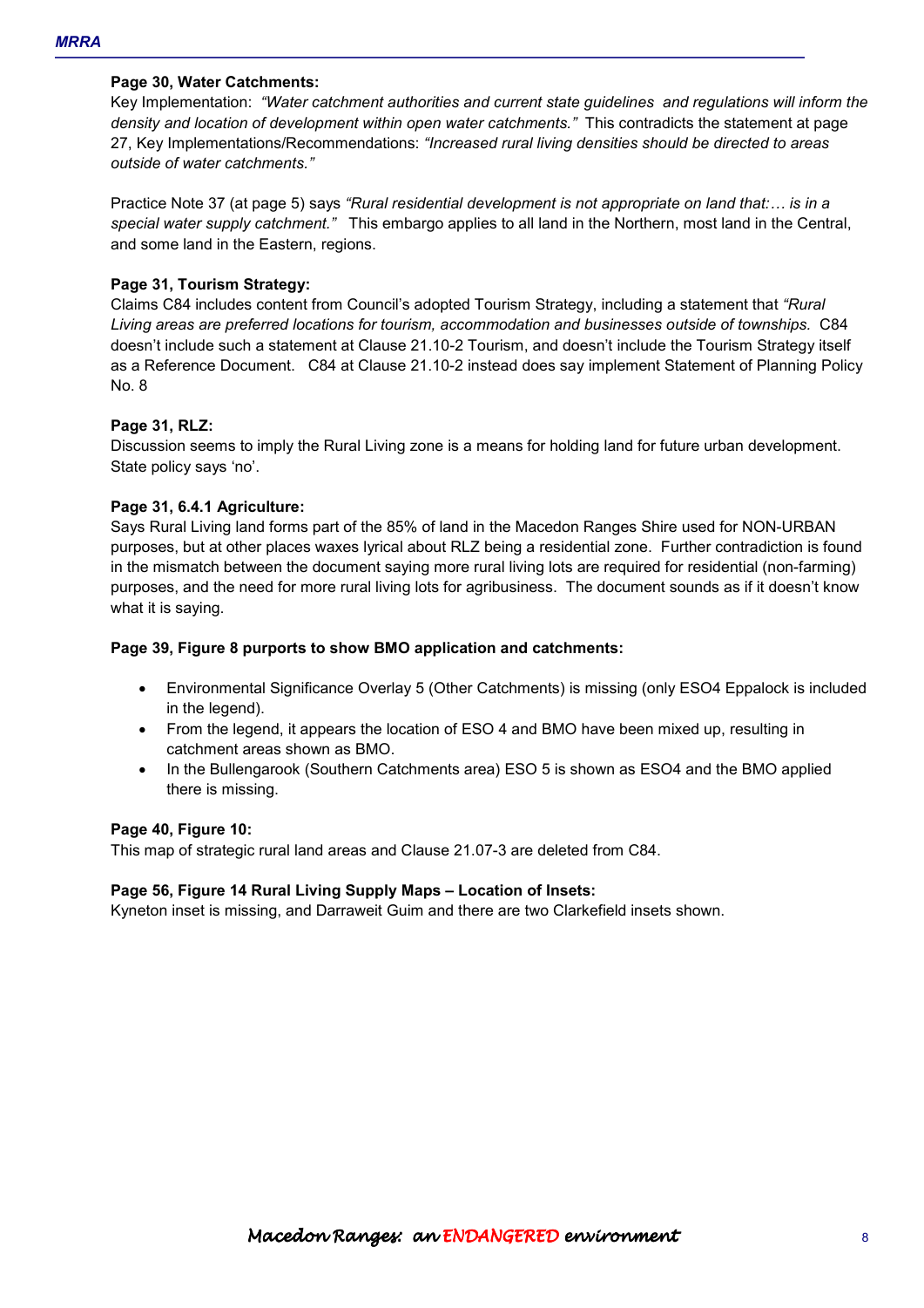**Page 30, Water Catchments:**

Key Implementation: *"Water catchment authorities and current state guidelines and regulations will inform the density and location of development within open water catchments."* This contradicts the statement at page 27, Key Implementations/Recommendations: *"Increased rural living densities should be directed to areas outside of water catchments."*

Practice Note 37 (at page 5) says *"Rural residential development is not appropriate on land that:… is in a special water supply catchment."* This embargo applies to all land in the Northern, most land in the Central, and some land in the Eastern, regions.

**Page 31, Tourism Strategy:**

Claims C84 includes content from Council's adopted Tourism Strategy, including a statement that *"Rural Living areas are preferred locations for tourism, accommodation and businesses outside of townships.* C84 doesn't include such a statement at Clause 21.10-2 Tourism, and doesn't include the Tourism Strategy itself as a Reference Document. C84 at Clause 21.10-2 instead does say implement Statement of Planning Policy No. 8

**Page 31, RLZ:**

Discussion seems to imply the Rural Living zone is a means for holding land for future urban development. State policy says 'no'.

**Page 31, 6.4.1 Agriculture:**

Says Rural Living land forms part of the 85% of land in the Macedon Ranges Shire used for NON-URBAN purposes, but at other places waxes lyrical about RLZ being a residential zone. Further contradiction is found in the mismatch between the document saying more rural living lots are required for residential (non-farming) purposes, and the need for more rural living lots for agribusiness. The document sounds as if it doesn't know what it is saying.

**Page 39, Figure 8 purports to show BMO application and catchments:**

- Environmental Significance Overlay 5 (Other Catchments) is missing (only ESO4 Eppalock is included in the legend).
- From the legend, it appears the location of ESO 4 and BMO have been mixed up, resulting in catchment areas shown as BMO.
- In the Bullengarook (Southern Catchments area) ESO 5 is shown as ESO4 and the BMO applied there is missing.

**Page 40, Figure 10:**

This map of strategic rural land areas and Clause 21.07-3 are deleted from C84.

**Page 56, Figure 14 Rural Living Supply Maps – Location of Insets:**

Kyneton inset is missing, and Darraweit Guim and there are two Clarkefield insets shown.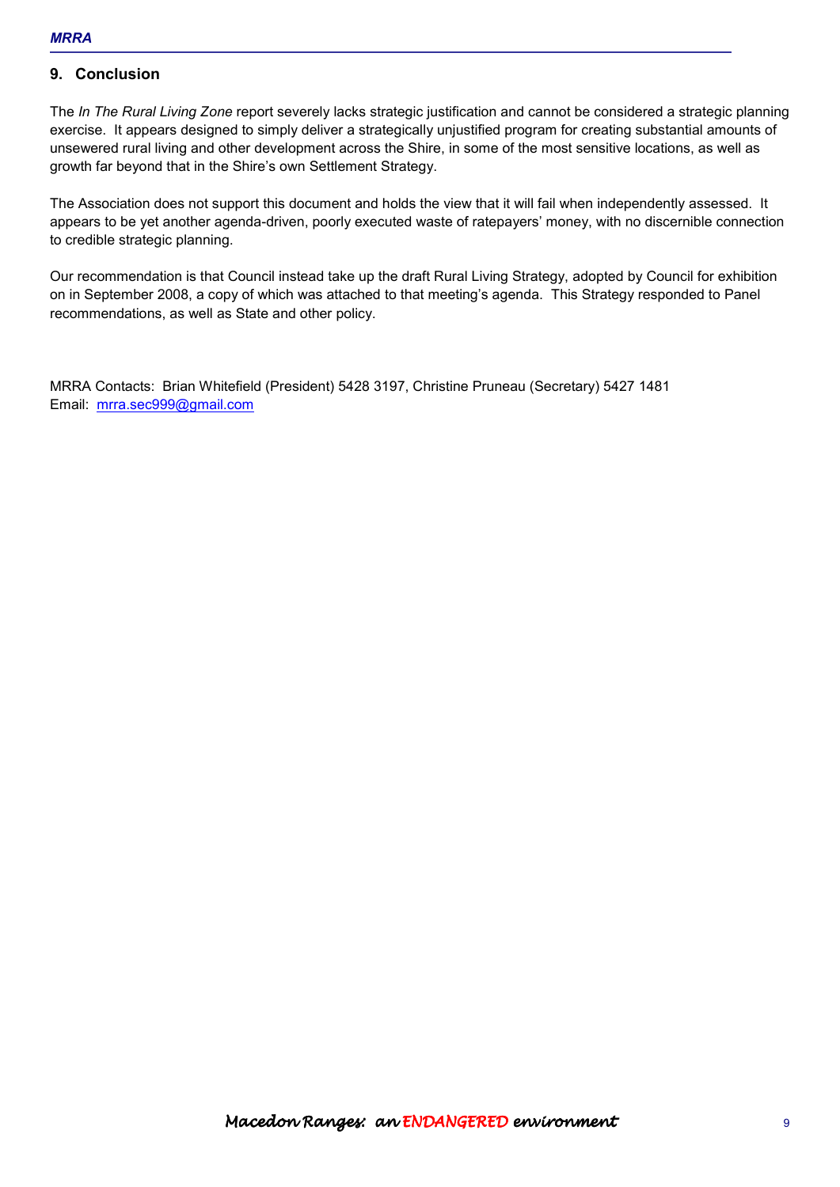## 9. Conclusion

The *In The Rural Living Zone* report severely lacks strategic justification and cannot be considered a strategic planning exercise. It appears designed to simply deliver a strategically unjustified program for creating substantial amounts of unsewered rural living and other development across the Shire, in some of the most sensitive locations, as well as growth far beyond that in the Shire's own Settlement Strategy.

The Association does not support this document and holds the view that it will fail when independently assessed. It appears to be yet another agenda-driven, poorly executed waste of ratepayers' money, with no discernible connection to credible strategic planning.

Our recommendation is that Council instead take up the draft Rural Living Strategy, adopted by Council for exhibition on in September 2008, a copy of which was attached to that meeting's agenda. This Strategy responded to Panel recommendations, as well as State and other policy.

MRRA Contacts: Brian Whitefield (President) 5428 3197, Christine Pruneau (Secretary) 5427 1481
Email: mrra.sec999@gmail.com